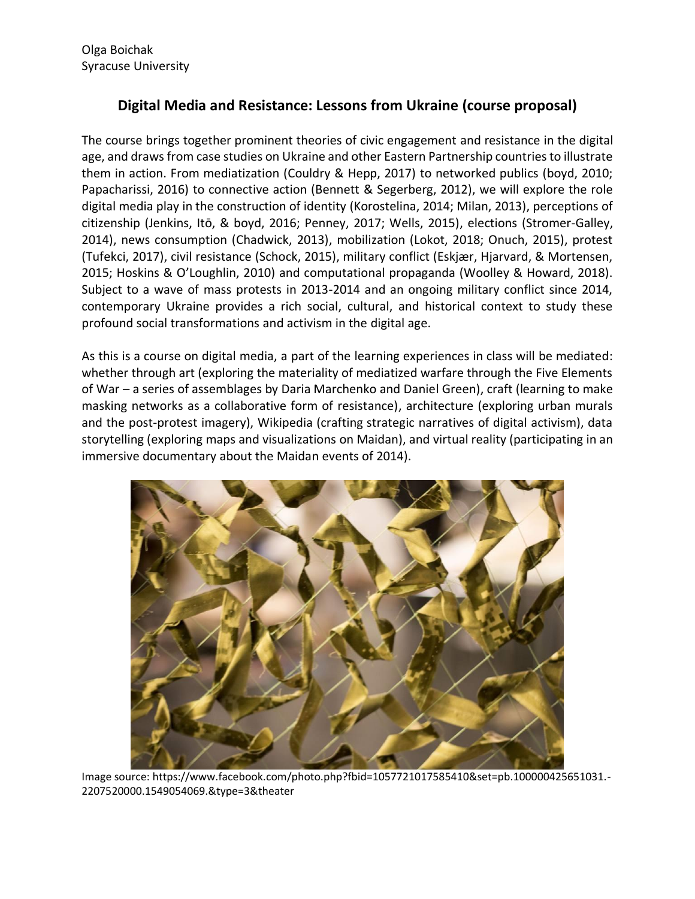Olga Boichak
Syracuse University

## Digital Media and Resistance: Lessons from Ukraine (course proposal)

The course brings together prominent theories of civic engagement and resistance in the digital age, and draws from case studies on Ukraine and other Eastern Partnership countries to illustrate them in action. From mediatization (Couldry & Hepp, 2017) to networked publics (boyd, 2010; Papacharissi, 2016) to connective action (Bennett & Segerberg, 2012), we will explore the role digital media play in the construction of identity (Korostelina, 2014; Milan, 2013), perceptions of citizenship (Jenkins, Itō, & boyd, 2016; Penney, 2017; Wells, 2015), elections (Stromer-Galley, 2014), news consumption (Chadwick, 2013), mobilization (Lokot, 2018; Onuch, 2015), protest (Tufekci, 2017), civil resistance (Schock, 2015), military conflict (Eskjær, Hjarvard, & Mortensen, 2015; Hoskins & O'Loughlin, 2010) and computational propaganda (Woolley & Howard, 2018). Subject to a wave of mass protests in 2013-2014 and an ongoing military conflict since 2014, contemporary Ukraine provides a rich social, cultural, and historical context to study these profound social transformations and activism in the digital age.

As this is a course on digital media, a part of the learning experiences in class will be mediated: whether through art (exploring the materiality of mediatized warfare through the Five Elements of War – a series of assemblages by Daria Marchenko and Daniel Green), craft (learning to make masking networks as a collaborative form of resistance), architecture (exploring urban murals and the post-protest imagery), Wikipedia (crafting strategic narratives of digital activism), data storytelling (exploring maps and visualizations on Maidan), and virtual reality (participating in an immersive documentary about the Maidan events of 2014).

Image source: https://www.facebook.com/photo.php?fbid=1057721017585410&set=pb.100000425651031.-2207520000.1549054069.&type=3&theater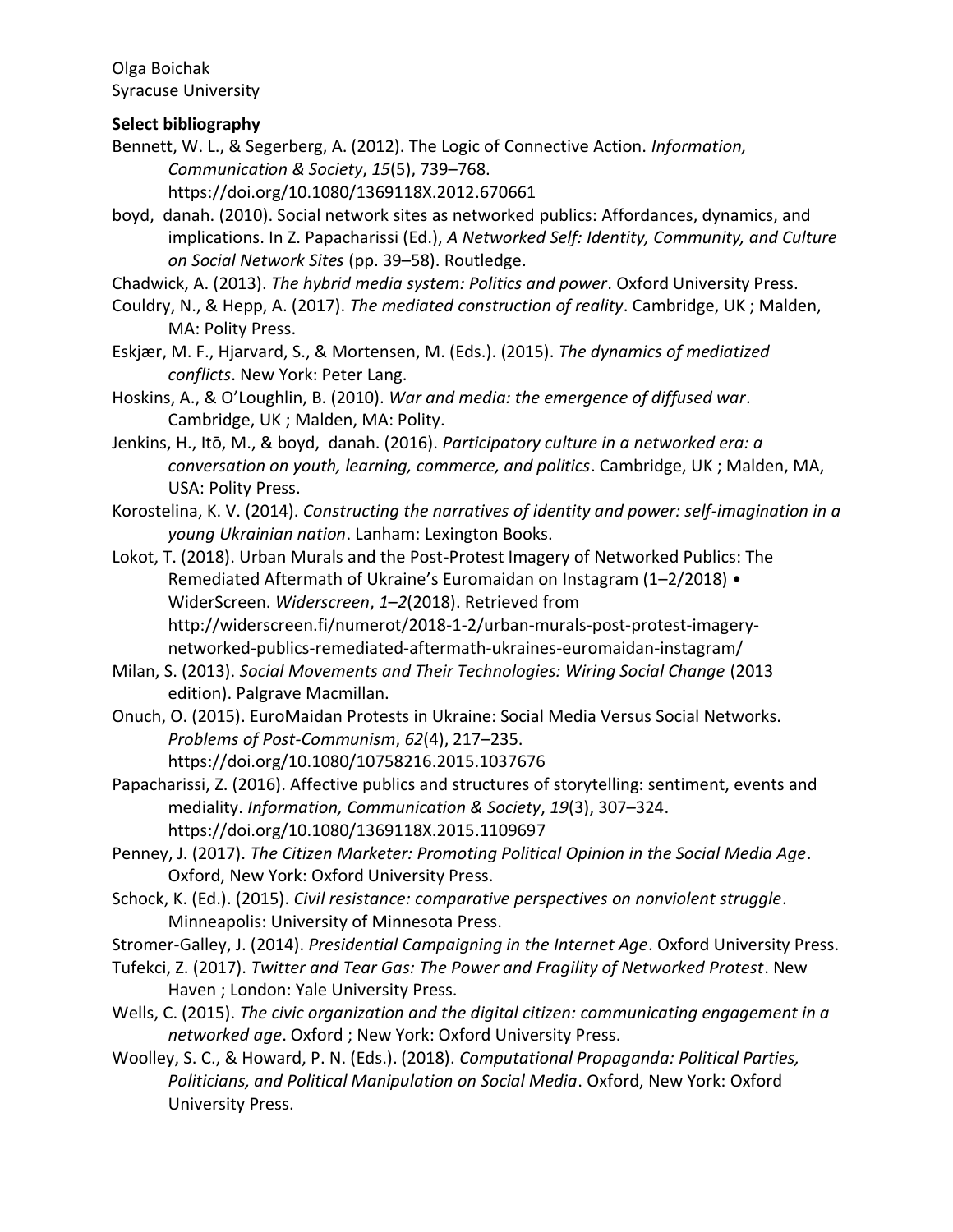Olga Boichak
Syracuse University

**Select bibliography**

Bennett, W. L., & Segerberg, A. (2012). The Logic of Connective Action. *Information, Communication & Society*, *15*(5), 739–768. https://doi.org/10.1080/1369118X.2012.670661

boyd, danah. (2010). Social network sites as networked publics: Affordances, dynamics, and implications. In Z. Papacharissi (Ed.), *A Networked Self: Identity, Community, and Culture on Social Network Sites* (pp. 39–58). Routledge.

Chadwick, A. (2013). *The hybrid media system: Politics and power*. Oxford University Press.

Couldry, N., & Hepp, A. (2017). *The mediated construction of reality*. Cambridge, UK ; Malden, MA: Polity Press.

Eskjær, M. F., Hjarvard, S., & Mortensen, M. (Eds.). (2015). *The dynamics of mediatized conflicts*. New York: Peter Lang.

Hoskins, A., & O'Loughlin, B. (2010). *War and media: the emergence of diffused war*. Cambridge, UK ; Malden, MA: Polity.

Jenkins, H., Itō, M., & boyd, danah. (2016). *Participatory culture in a networked era: a conversation on youth, learning, commerce, and politics*. Cambridge, UK ; Malden, MA, USA: Polity Press.

Korostelina, K. V. (2014). *Constructing the narratives of identity and power: self-imagination in a young Ukrainian nation*. Lanham: Lexington Books.

Lokot, T. (2018). Urban Murals and the Post-Protest Imagery of Networked Publics: The Remediated Aftermath of Ukraine's Euromaidan on Instagram (1–2/2018) • WiderScreen. *Widerscreen*, *1–2*(2018). Retrieved from http://widerscreen.fi/numerot/2018-1-2/urban-murals-post-protest-imagery-networked-publics-remediated-aftermath-ukraines-euromaidan-instagram/

Milan, S. (2013). *Social Movements and Their Technologies: Wiring Social Change* (2013 edition). Palgrave Macmillan.

Onuch, O. (2015). EuroMaidan Protests in Ukraine: Social Media Versus Social Networks. *Problems of Post-Communism*, *62*(4), 217–235. https://doi.org/10.1080/10758216.2015.1037676

Papacharissi, Z. (2016). Affective publics and structures of storytelling: sentiment, events and mediality. *Information, Communication & Society*, *19*(3), 307–324. https://doi.org/10.1080/1369118X.2015.1109697

Penney, J. (2017). *The Citizen Marketer: Promoting Political Opinion in the Social Media Age*. Oxford, New York: Oxford University Press.

Schock, K. (Ed.). (2015). *Civil resistance: comparative perspectives on nonviolent struggle*. Minneapolis: University of Minnesota Press.

Stromer-Galley, J. (2014). *Presidential Campaigning in the Internet Age*. Oxford University Press.

Tufekci, Z. (2017). *Twitter and Tear Gas: The Power and Fragility of Networked Protest*. New Haven ; London: Yale University Press.

Wells, C. (2015). *The civic organization and the digital citizen: communicating engagement in a networked age*. Oxford ; New York: Oxford University Press.

Woolley, S. C., & Howard, P. N. (Eds.). (2018). *Computational Propaganda: Political Parties, Politicians, and Political Manipulation on Social Media*. Oxford, New York: Oxford University Press.